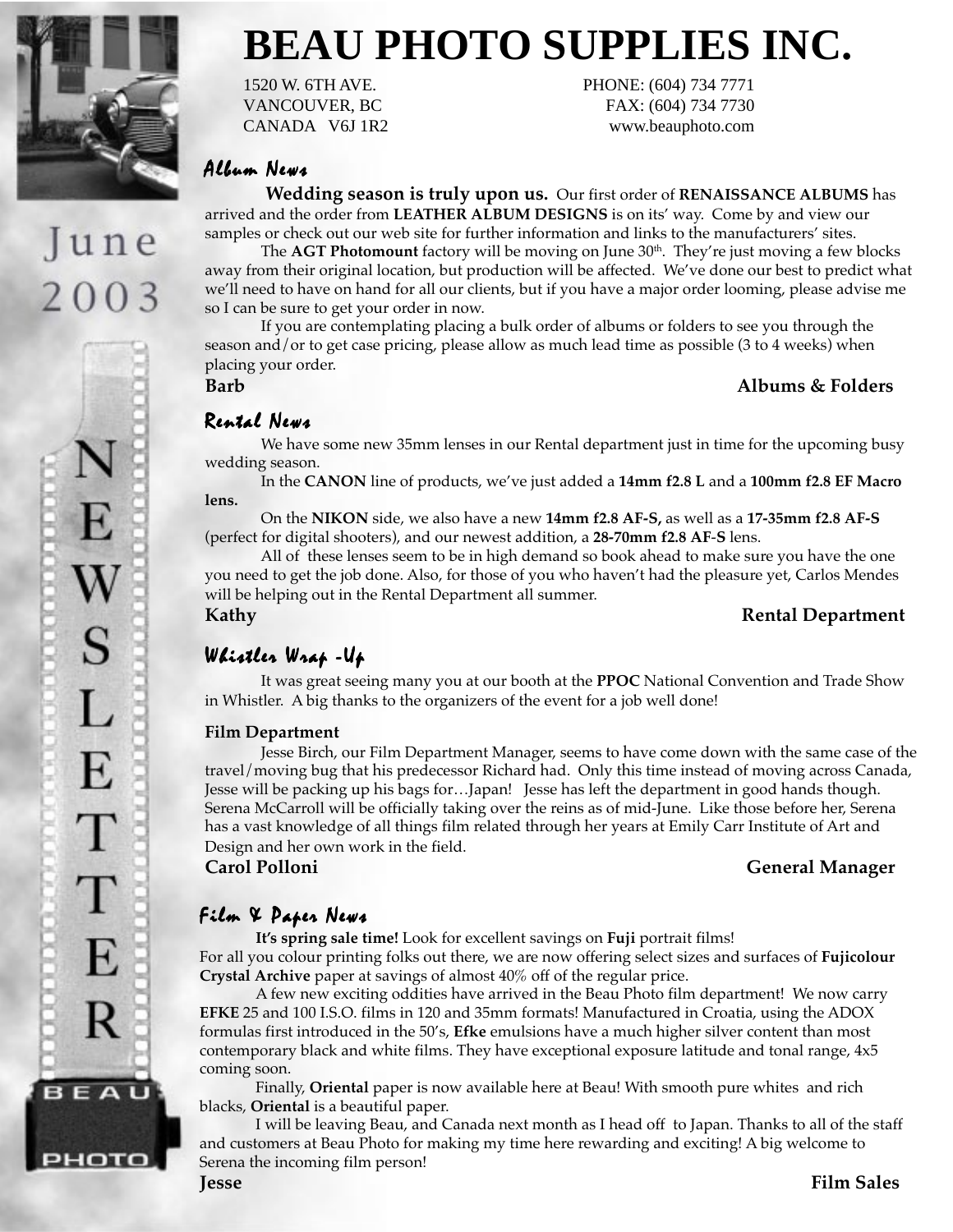# BEAU PHOTO SUPPLIES INC.

1520 W. 6TH AVE.
VANCOUVER, BC
CANADA V6J 1R2

PHONE: (604) 734 7771
FAX: (604) 734 7730
www.beauphoto.com

June 2003

NEWSLETTER

## Album News

**Wedding season is truly upon us.** Our first order of **RENAISSANCE ALBUMS** has arrived and the order from **LEATHER ALBUM DESIGNS** is on its' way. Come by and view our samples or check out our web site for further information and links to the manufacturers' sites.

The **AGT Photomount** factory will be moving on June 30th. They're just moving a few blocks away from their original location, but production will be affected. We've done our best to predict what we'll need to have on hand for all our clients, but if you have a major order looming, please advise me so I can be sure to get your order in now.

If you are contemplating placing a bulk order of albums or folders to see you through the season and/or to get case pricing, please allow as much lead time as possible (3 to 4 weeks) when placing your order.

**Barb** — **Albums & Folders**

## Rental News

We have some new 35mm lenses in our Rental department just in time for the upcoming busy wedding season.

In the **CANON** line of products, we've just added a **14mm f2.8 L** and a **100mm f2.8 EF Macro lens.**

On the **NIKON** side, we also have a new **14mm f2.8 AF-S,** as well as a **17-35mm f2.8 AF-S** (perfect for digital shooters), and our newest addition, a **28-70mm f2.8 AF-S** lens.

All of these lenses seem to be in high demand so book ahead to make sure you have the one you need to get the job done. Also, for those of you who haven't had the pleasure yet, Carlos Mendes will be helping out in the Rental Department all summer.

**Kathy** — **Rental Department**

## Whistler Wrap -Up

It was great seeing many you at our booth at the **PPOC** National Convention and Trade Show in Whistler. A big thanks to the organizers of the event for a job well done!

**Film Department**

Jesse Birch, our Film Department Manager, seems to have come down with the same case of the travel/moving bug that his predecessor Richard had. Only this time instead of moving across Canada, Jesse will be packing up his bags for…Japan! Jesse has left the department in good hands though. Serena McCarroll will be officially taking over the reins as of mid-June. Like those before her, Serena has a vast knowledge of all things film related through her years at Emily Carr Institute of Art and Design and her own work in the field.

**Carol Polloni** — **General Manager**

## Film & Paper News

**It's spring sale time!** Look for excellent savings on **Fuji** portrait films!
For all you colour printing folks out there, we are now offering select sizes and surfaces of **Fujicolour Crystal Archive** paper at savings of almost 40% off of the regular price.

A few new exciting oddities have arrived in the Beau Photo film department! We now carry **EFKE** 25 and 100 I.S.O. films in 120 and 35mm formats! Manufactured in Croatia, using the ADOX formulas first introduced in the 50's, **Efke** emulsions have a much higher silver content than most contemporary black and white films. They have exceptional exposure latitude and tonal range, 4x5 coming soon.

Finally, **Oriental** paper is now available here at Beau! With smooth pure whites and rich blacks, **Oriental** is a beautiful paper.

I will be leaving Beau, and Canada next month as I head off to Japan. Thanks to all of the staff and customers at Beau Photo for making my time here rewarding and exciting! A big welcome to Serena the incoming film person!

**Jesse** — **Film Sales**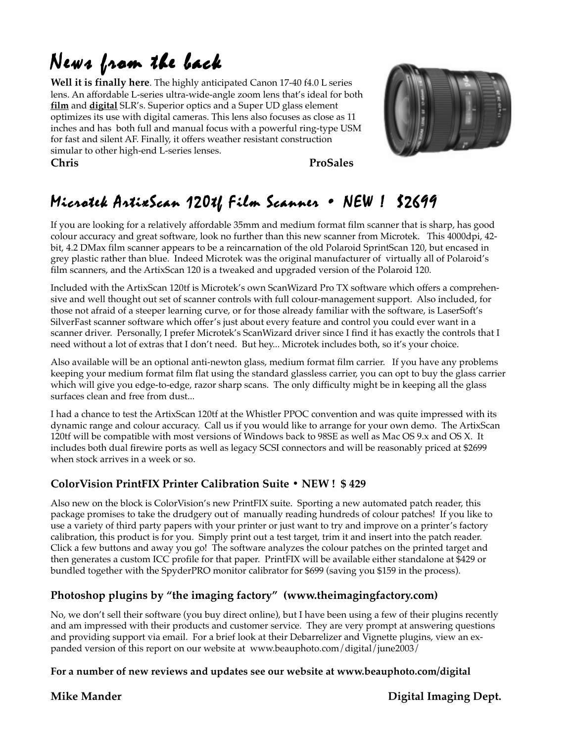# News from the back

**Well it is finally here**. The highly anticipated Canon 17-40 f4.0 L series lens. An affordable L-series ultra-wide-angle zoom lens that's ideal for both **film** and **digital** SLR's. Superior optics and a Super UD glass element optimizes its use with digital cameras. This lens also focuses as close as 11 inches and has both full and manual focus with a powerful ring-type USM for fast and silent AF. Finally, it offers weather resistant construction simular to other high-end L-series lenses.

**Chris** **ProSales**

# Microtek ArtixScan 120tf Film Scanner • NEW ! $2699

If you are looking for a relatively affordable 35mm and medium format film scanner that is sharp, has good colour accuracy and great software, look no further than this new scanner from Microtek. This 4000dpi, 42-bit, 4.2 DMax film scanner appears to be a reincarnation of the old Polaroid SprintScan 120, but encased in grey plastic rather than blue. Indeed Microtek was the original manufacturer of virtually all of Polaroid's film scanners, and the ArtixScan 120 is a tweaked and upgraded version of the Polaroid 120.

Included with the ArtixScan 120tf is Microtek's own ScanWizard Pro TX software which offers a comprehensive and well thought out set of scanner controls with full colour-management support. Also included, for those not afraid of a steeper learning curve, or for those already familiar with the software, is LaserSoft's SilverFast scanner software which offer's just about every feature and control you could ever want in a scanner driver. Personally, I prefer Microtek's ScanWizard driver since I find it has exactly the controls that I need without a lot of extras that I don't need. But hey... Microtek includes both, so it's your choice.

Also available will be an optional anti-newton glass, medium format film carrier. If you have any problems keeping your medium format film flat using the standard glassless carrier, you can opt to buy the glass carrier which will give you edge-to-edge, razor sharp scans. The only difficulty might be in keeping all the glass surfaces clean and free from dust...

I had a chance to test the ArtixScan 120tf at the Whistler PPOC convention and was quite impressed with its dynamic range and colour accuracy. Call us if you would like to arrange for your own demo. The ArtixScan 120tf will be compatible with most versions of Windows back to 98SE as well as Mac OS 9.x and OS X. It includes both dual firewire ports as well as legacy SCSI connectors and will be reasonably priced at $2699 when stock arrives in a week or so.

### ColorVision PrintFIX Printer Calibration Suite • NEW ! $ 429

Also new on the block is ColorVision's new PrintFIX suite. Sporting a new automated patch reader, this package promises to take the drudgery out of manually reading hundreds of colour patches! If you like to use a variety of third party papers with your printer or just want to try and improve on a printer's factory calibration, this product is for you. Simply print out a test target, trim it and insert into the patch reader. Click a few buttons and away you go! The software analyzes the colour patches on the printed target and then generates a custom ICC profile for that paper. PrintFIX will be available either standalone at $429 or bundled together with the SpyderPRO monitor calibrator for $699 (saving you $159 in the process).

### Photoshop plugins by "the imaging factory" (www.theimagingfactory.com)

No, we don't sell their software (you buy direct online), but I have been using a few of their plugins recently and am impressed with their products and customer service. They are very prompt at answering questions and providing support via email. For a brief look at their Debarrelizer and Vignette plugins, view an expanded version of this report on our website at www.beauphoto.com/digital/june2003/

**For a number of new reviews and updates see our website at www.beauphoto.com/digital**

**Mike Mander** **Digital Imaging Dept.**